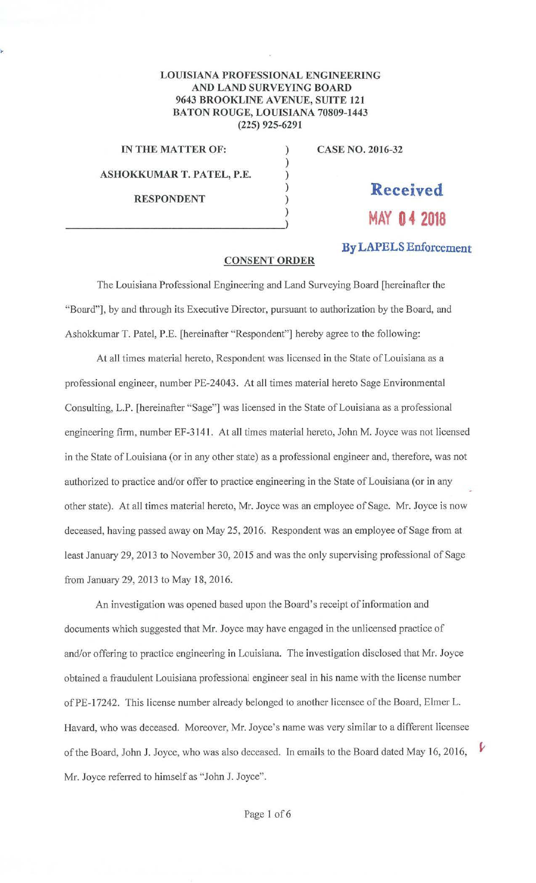**LOUISIANA PROFESSIONAL ENGINEERING AND LAND SURVEYING BOARD**
**9643 BROOKLINE AVENUE, SUITE 121**
**BATON ROUGE, LOUISIANA 70809-1443**
**(225) 925-6291**

| | | |
|---|---|---|
| **IN THE MATTER OF:** | ) | **CASE NO. 2016-32** |
| | ) | |
| **ASHOKKUMAR T. PATEL, P.E.** | ) | |
| | ) | **Received** |
| **RESPONDENT** | ) | **MAY 04 2018** |
| | ) | |
| | ) | **By LAPELS Enforcement** |

**CONSENT ORDER**

The Louisiana Professional Engineering and Land Surveying Board [hereinafter the "Board"], by and through its Executive Director, pursuant to authorization by the Board, and Ashokkumar T. Patel, P.E. [hereinafter "Respondent"] hereby agree to the following:

At all times material hereto, Respondent was licensed in the State of Louisiana as a professional engineer, number PE-24043. At all times material hereto Sage Environmental Consulting, L.P. [hereinafter "Sage"] was licensed in the State of Louisiana as a professional engineering firm, number EF-3141. At all times material hereto, John M. Joyce was not licensed in the State of Louisiana (or in any other state) as a professional engineer and, therefore, was not authorized to practice and/or offer to practice engineering in the State of Louisiana (or in any other state). At all times material hereto, Mr. Joyce was an employee of Sage. Mr. Joyce is now deceased, having passed away on May 25, 2016. Respondent was an employee of Sage from at least January 29, 2013 to November 30, 2015 and was the only supervising professional of Sage from January 29, 2013 to May 18, 2016.

An investigation was opened based upon the Board's receipt of information and documents which suggested that Mr. Joyce may have engaged in the unlicensed practice of and/or offering to practice engineering in Louisiana. The investigation disclosed that Mr. Joyce obtained a fraudulent Louisiana professional engineer seal in his name with the license number of PE-17242. This license number already belonged to another licensee of the Board, Elmer L. Havard, who was deceased. Moreover, Mr. Joyce's name was very similar to a different licensee of the Board, John J. Joyce, who was also deceased. In emails to the Board dated May 16, 2016, Mr. Joyce referred to himself as "John J. Joyce".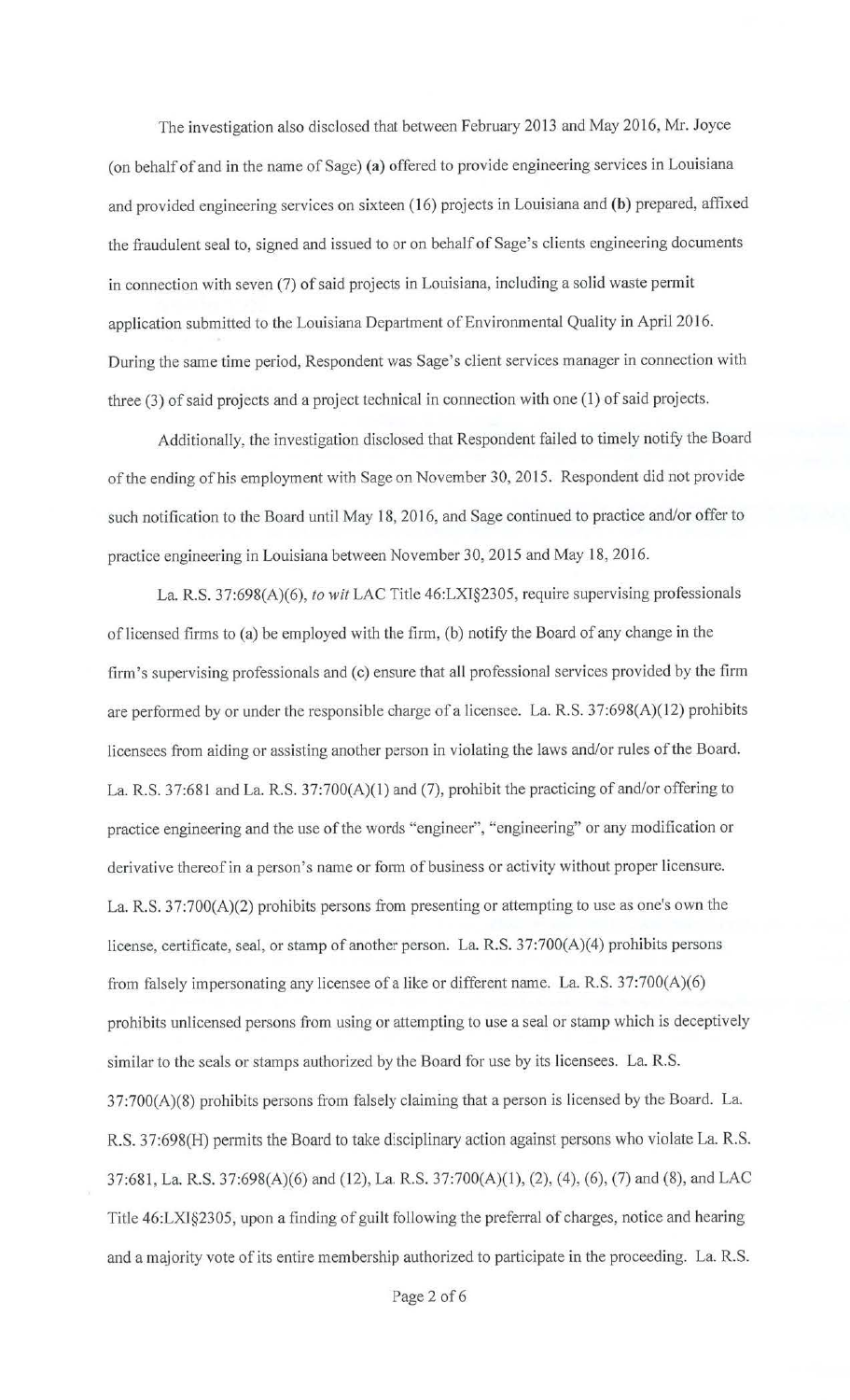The investigation also disclosed that between February 2013 and May 2016, Mr. Joyce (on behalf of and in the name of Sage) **(a)** offered to provide engineering services in Louisiana and provided engineering services on sixteen (16) projects in Louisiana and **(b)** prepared, affixed the fraudulent seal to, signed and issued to or on behalf of Sage's clients engineering documents in connection with seven (7) of said projects in Louisiana, including a solid waste permit application submitted to the Louisiana Department of Environmental Quality in April 2016. During the same time period, Respondent was Sage's client services manager in connection with three (3) of said projects and a project technical in connection with one (1) of said projects.

Additionally, the investigation disclosed that Respondent failed to timely notify the Board of the ending of his employment with Sage on November 30, 2015. Respondent did not provide such notification to the Board until May 18, 2016, and Sage continued to practice and/or offer to practice engineering in Louisiana between November 30, 2015 and May 18, 2016.

La. R.S. 37:698(A)(6), *to wit* LAC Title 46:LXI§2305, require supervising professionals of licensed firms to (a) be employed with the firm, (b) notify the Board of any change in the firm's supervising professionals and (c) ensure that all professional services provided by the firm are performed by or under the responsible charge of a licensee. La. R.S. 37:698(A)(12) prohibits licensees from aiding or assisting another person in violating the laws and/or rules of the Board. La. R.S. 37:681 and La. R.S. 37:700(A)(1) and (7), prohibit the practicing of and/or offering to practice engineering and the use of the words "engineer", "engineering" or any modification or derivative thereof in a person's name or form of business or activity without proper licensure. La. R.S. 37:700(A)(2) prohibits persons from presenting or attempting to use as one's own the license, certificate, seal, or stamp of another person. La. R.S. 37:700(A)(4) prohibits persons from falsely impersonating any licensee of a like or different name. La. R.S. 37:700(A)(6) prohibits unlicensed persons from using or attempting to use a seal or stamp which is deceptively similar to the seals or stamps authorized by the Board for use by its licensees. La. R.S. 37:700(A)(8) prohibits persons from falsely claiming that a person is licensed by the Board. La. R.S. 37:698(H) permits the Board to take disciplinary action against persons who violate La. R.S. 37:681, La. R.S. 37:698(A)(6) and (12), La. R.S. 37:700(A)(1), (2), (4), (6), (7) and (8), and LAC Title 46:LXI§2305, upon a finding of guilt following the preferral of charges, notice and hearing and a majority vote of its entire membership authorized to participate in the proceeding. La. R.S.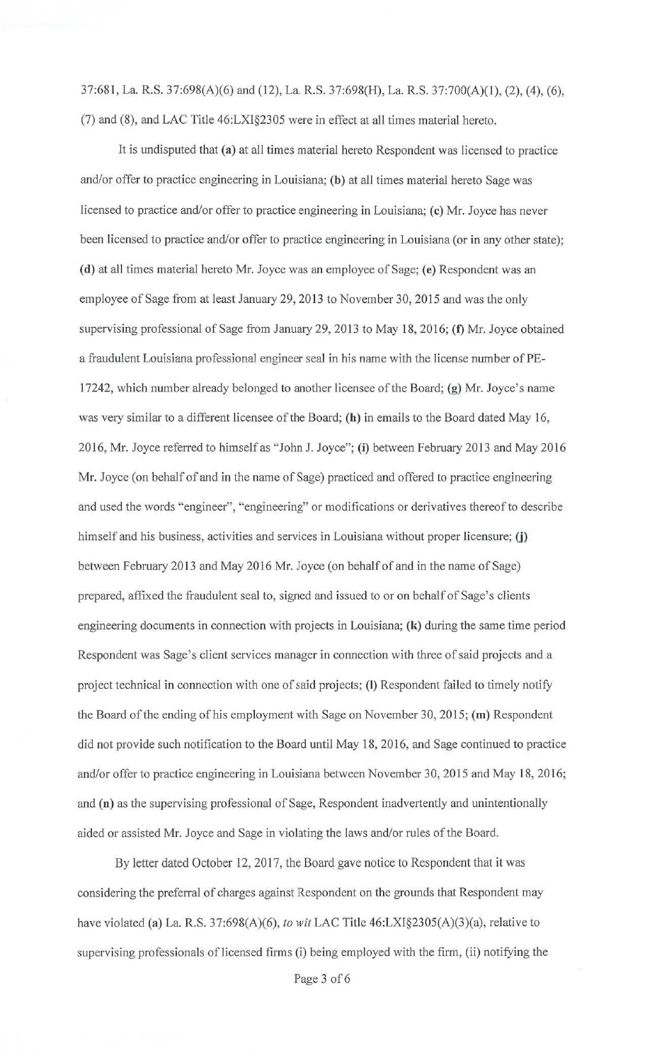37:681, La. R.S. 37:698(A)(6) and (12), La. R.S. 37:698(H), La. R.S. 37:700(A)(1), (2), (4), (6), (7) and (8), and LAC Title 46:LXI§2305 were in effect at all times material hereto.

It is undisputed that **(a)** at all times material hereto Respondent was licensed to practice and/or offer to practice engineering in Louisiana; **(b)** at all times material hereto Sage was licensed to practice and/or offer to practice engineering in Louisiana; **(c)** Mr. Joyce has never been licensed to practice and/or offer to practice engineering in Louisiana (or in any other state); **(d)** at all times material hereto Mr. Joyce was an employee of Sage; **(e)** Respondent was an employee of Sage from at least January 29, 2013 to November 30, 2015 and was the only supervising professional of Sage from January 29, 2013 to May 18, 2016; **(f)** Mr. Joyce obtained a fraudulent Louisiana professional engineer seal in his name with the license number of PE-17242, which number already belonged to another licensee of the Board; **(g)** Mr. Joyce's name was very similar to a different licensee of the Board; **(h)** in emails to the Board dated May 16, 2016, Mr. Joyce referred to himself as "John J. Joyce"; **(i)** between February 2013 and May 2016 Mr. Joyce (on behalf of and in the name of Sage) practiced and offered to practice engineering and used the words "engineer", "engineering" or modifications or derivatives thereof to describe himself and his business, activities and services in Louisiana without proper licensure; **(j)** between February 2013 and May 2016 Mr. Joyce (on behalf of and in the name of Sage) prepared, affixed the fraudulent seal to, signed and issued to or on behalf of Sage's clients engineering documents in connection with projects in Louisiana; **(k)** during the same time period Respondent was Sage's client services manager in connection with three of said projects and a project technical in connection with one of said projects; **(l)** Respondent failed to timely notify the Board of the ending of his employment with Sage on November 30, 2015; **(m)** Respondent did not provide such notification to the Board until May 18, 2016, and Sage continued to practice and/or offer to practice engineering in Louisiana between November 30, 2015 and May 18, 2016; and **(n)** as the supervising professional of Sage, Respondent inadvertently and unintentionally aided or assisted Mr. Joyce and Sage in violating the laws and/or rules of the Board.

By letter dated October 12, 2017, the Board gave notice to Respondent that it was considering the preferral of charges against Respondent on the grounds that Respondent may have violated **(a)** La. R.S. 37:698(A)(6), *to wit* LAC Title 46:LXI§2305(A)(3)(a), relative to supervising professionals of licensed firms (i) being employed with the firm, (ii) notifying the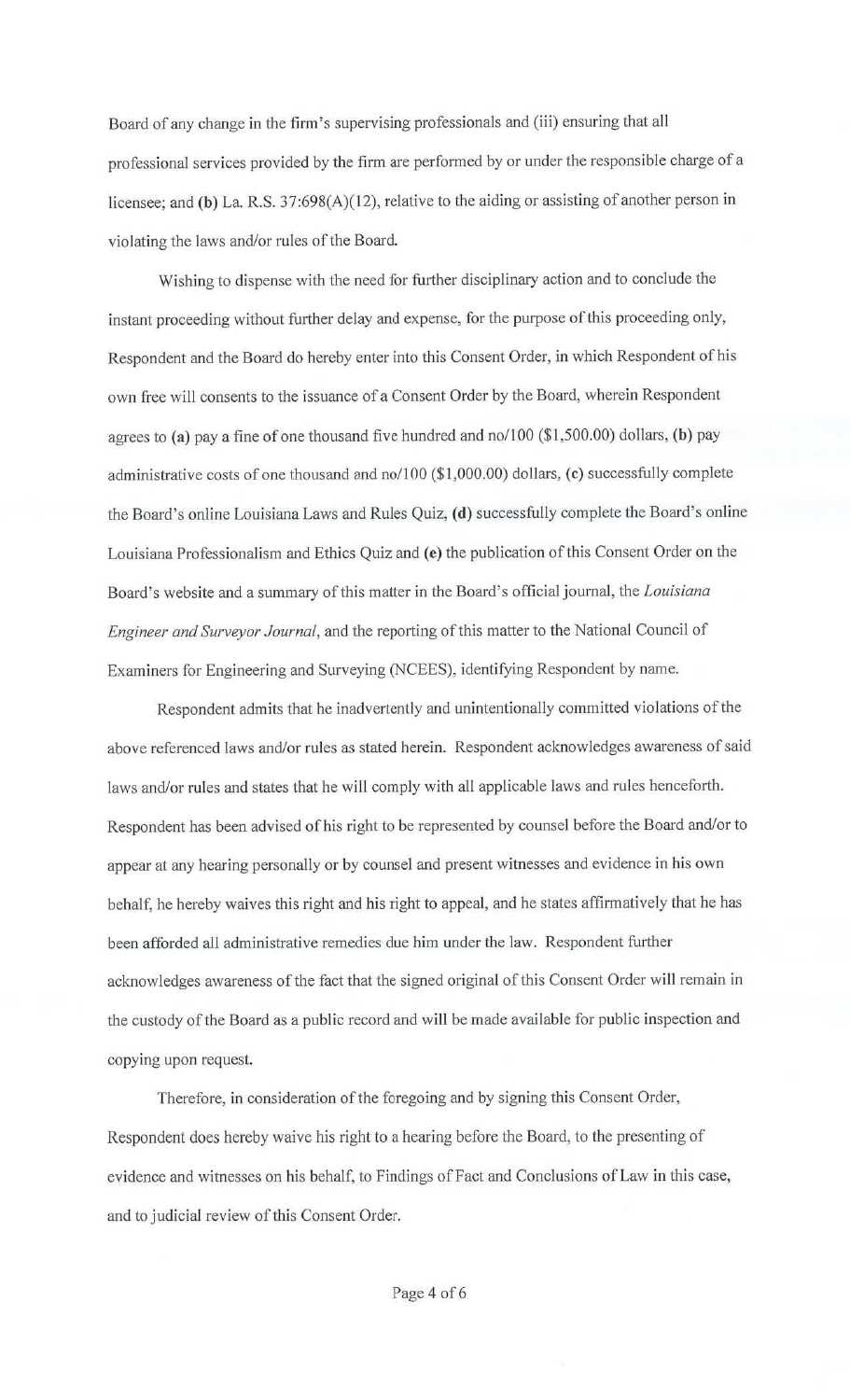Board of any change in the firm's supervising professionals and (iii) ensuring that all professional services provided by the firm are performed by or under the responsible charge of a licensee; and **(b)** La. R.S. 37:698(A)(12), relative to the aiding or assisting of another person in violating the laws and/or rules of the Board.

Wishing to dispense with the need for further disciplinary action and to conclude the instant proceeding without further delay and expense, for the purpose of this proceeding only, Respondent and the Board do hereby enter into this Consent Order, in which Respondent of his own free will consents to the issuance of a Consent Order by the Board, wherein Respondent agrees to **(a)** pay a fine of one thousand five hundred and no/100 ($1,500.00) dollars, **(b)** pay administrative costs of one thousand and no/100 ($1,000.00) dollars, **(c)** successfully complete the Board's online Louisiana Laws and Rules Quiz, **(d)** successfully complete the Board's online Louisiana Professionalism and Ethics Quiz and **(e)** the publication of this Consent Order on the Board's website and a summary of this matter in the Board's official journal, the *Louisiana Engineer and Surveyor Journal*, and the reporting of this matter to the National Council of Examiners for Engineering and Surveying (NCEES), identifying Respondent by name.

Respondent admits that he inadvertently and unintentionally committed violations of the above referenced laws and/or rules as stated herein. Respondent acknowledges awareness of said laws and/or rules and states that he will comply with all applicable laws and rules henceforth. Respondent has been advised of his right to be represented by counsel before the Board and/or to appear at any hearing personally or by counsel and present witnesses and evidence in his own behalf, he hereby waives this right and his right to appeal, and he states affirmatively that he has been afforded all administrative remedies due him under the law. Respondent further acknowledges awareness of the fact that the signed original of this Consent Order will remain in the custody of the Board as a public record and will be made available for public inspection and copying upon request.

Therefore, in consideration of the foregoing and by signing this Consent Order, Respondent does hereby waive his right to a hearing before the Board, to the presenting of evidence and witnesses on his behalf, to Findings of Fact and Conclusions of Law in this case, and to judicial review of this Consent Order.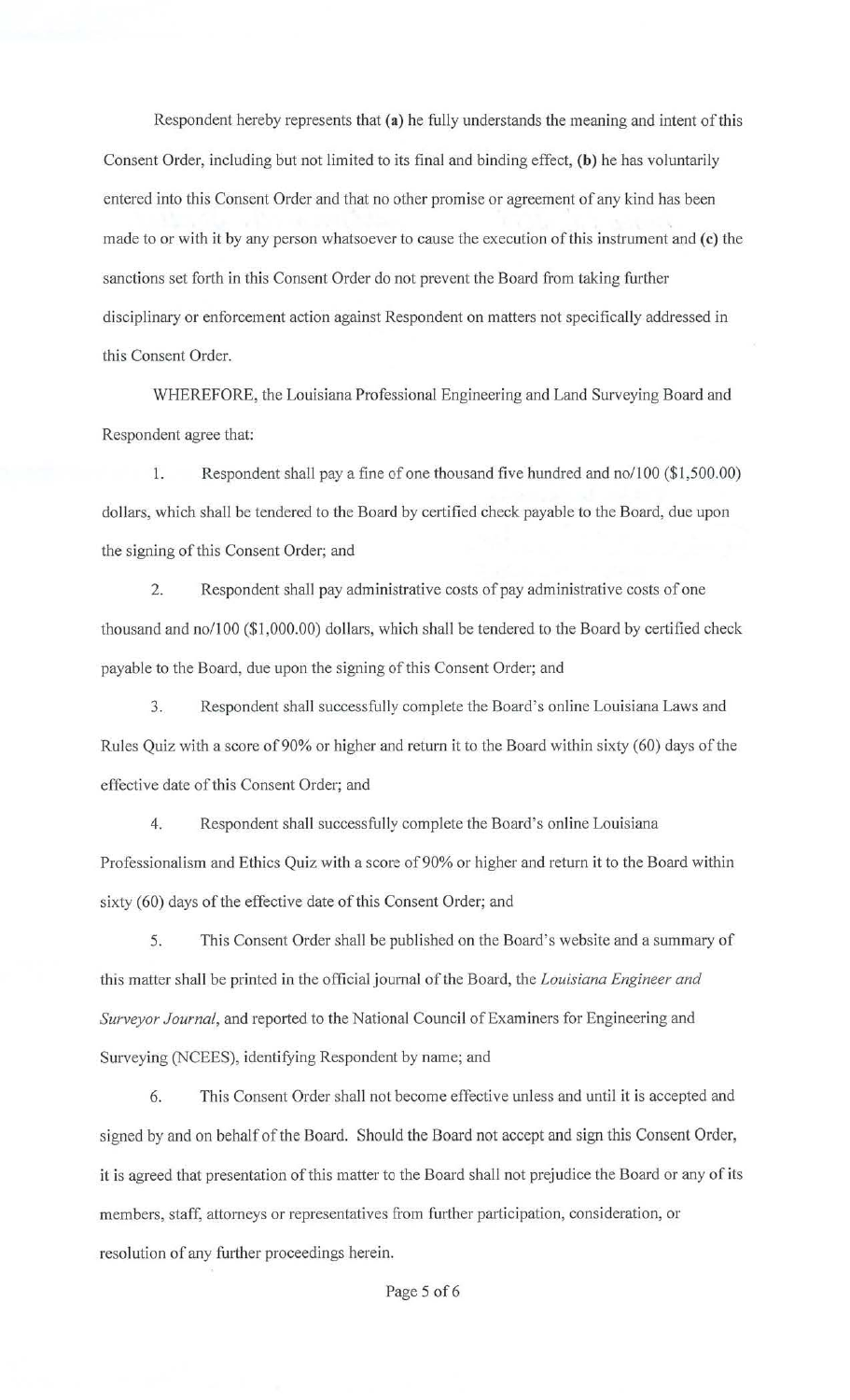Respondent hereby represents that **(a)** he fully understands the meaning and intent of this Consent Order, including but not limited to its final and binding effect, **(b)** he has voluntarily entered into this Consent Order and that no other promise or agreement of any kind has been made to or with it by any person whatsoever to cause the execution of this instrument and **(c)** the sanctions set forth in this Consent Order do not prevent the Board from taking further disciplinary or enforcement action against Respondent on matters not specifically addressed in this Consent Order.

WHEREFORE, the Louisiana Professional Engineering and Land Surveying Board and Respondent agree that:

1. Respondent shall pay a fine of one thousand five hundred and no/100 ($1,500.00) dollars, which shall be tendered to the Board by certified check payable to the Board, due upon the signing of this Consent Order; and

2. Respondent shall pay administrative costs of pay administrative costs of one thousand and no/100 ($1,000.00) dollars, which shall be tendered to the Board by certified check payable to the Board, due upon the signing of this Consent Order; and

3. Respondent shall successfully complete the Board's online Louisiana Laws and Rules Quiz with a score of 90% or higher and return it to the Board within sixty (60) days of the effective date of this Consent Order; and

4. Respondent shall successfully complete the Board's online Louisiana Professionalism and Ethics Quiz with a score of 90% or higher and return it to the Board within sixty (60) days of the effective date of this Consent Order; and

5. This Consent Order shall be published on the Board's website and a summary of this matter shall be printed in the official journal of the Board, the *Louisiana Engineer and Surveyor Journal*, and reported to the National Council of Examiners for Engineering and Surveying (NCEES), identifying Respondent by name; and

6. This Consent Order shall not become effective unless and until it is accepted and signed by and on behalf of the Board. Should the Board not accept and sign this Consent Order, it is agreed that presentation of this matter to the Board shall not prejudice the Board or any of its members, staff, attorneys or representatives from further participation, consideration, or resolution of any further proceedings herein.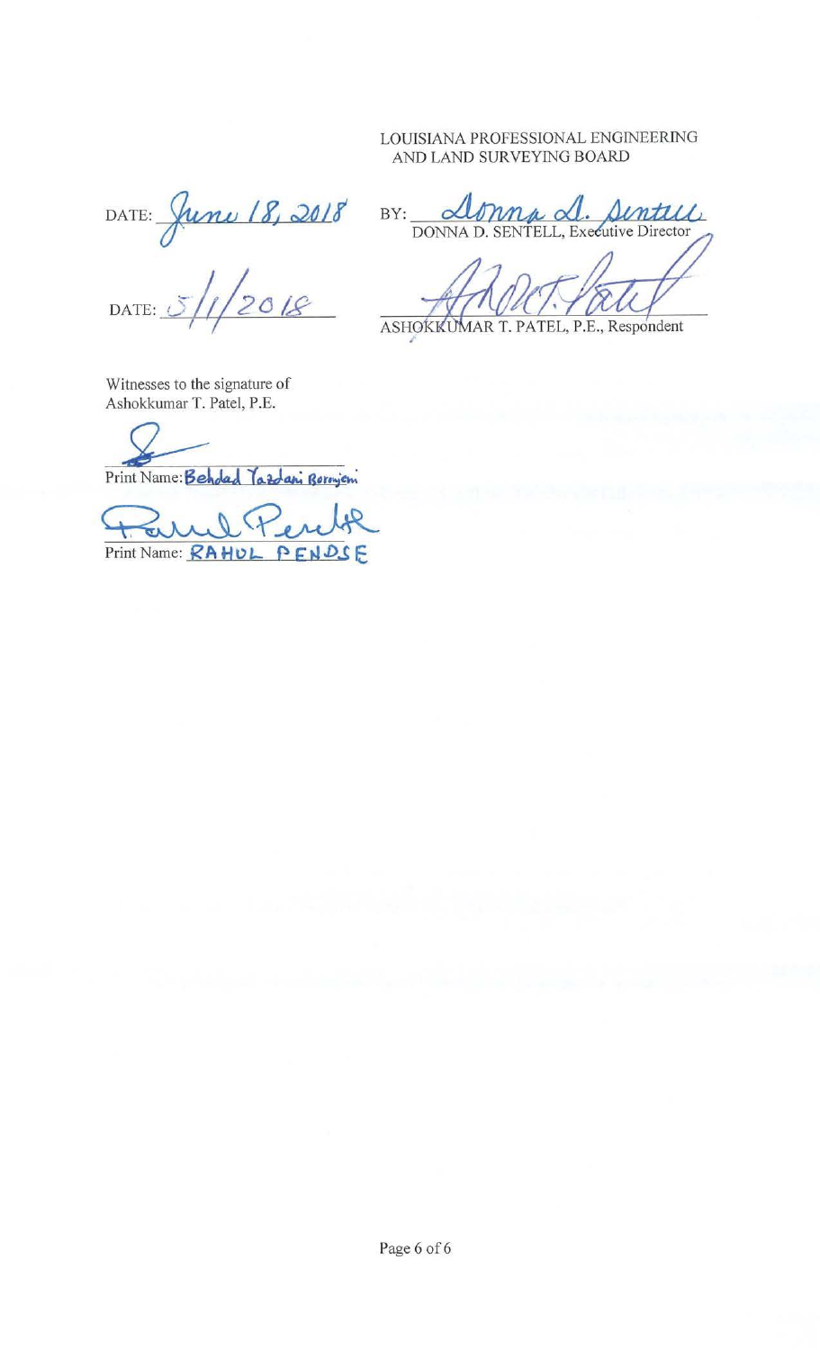LOUISIANA PROFESSIONAL ENGINEERING AND LAND SURVEYING BOARD

DATE: June 18, 2018

BY: Donna D. Sentell
DONNA D. SENTELL, Executive Director

DATE: 5/1/2018

ASHOKKUMAR T. PATEL, P.E., Respondent

Witnesses to the signature of
Ashokkumar T. Patel, P.E.

Print Name: Behdad Yazdani Boroujeni

Print Name: RAHUL PENDSE